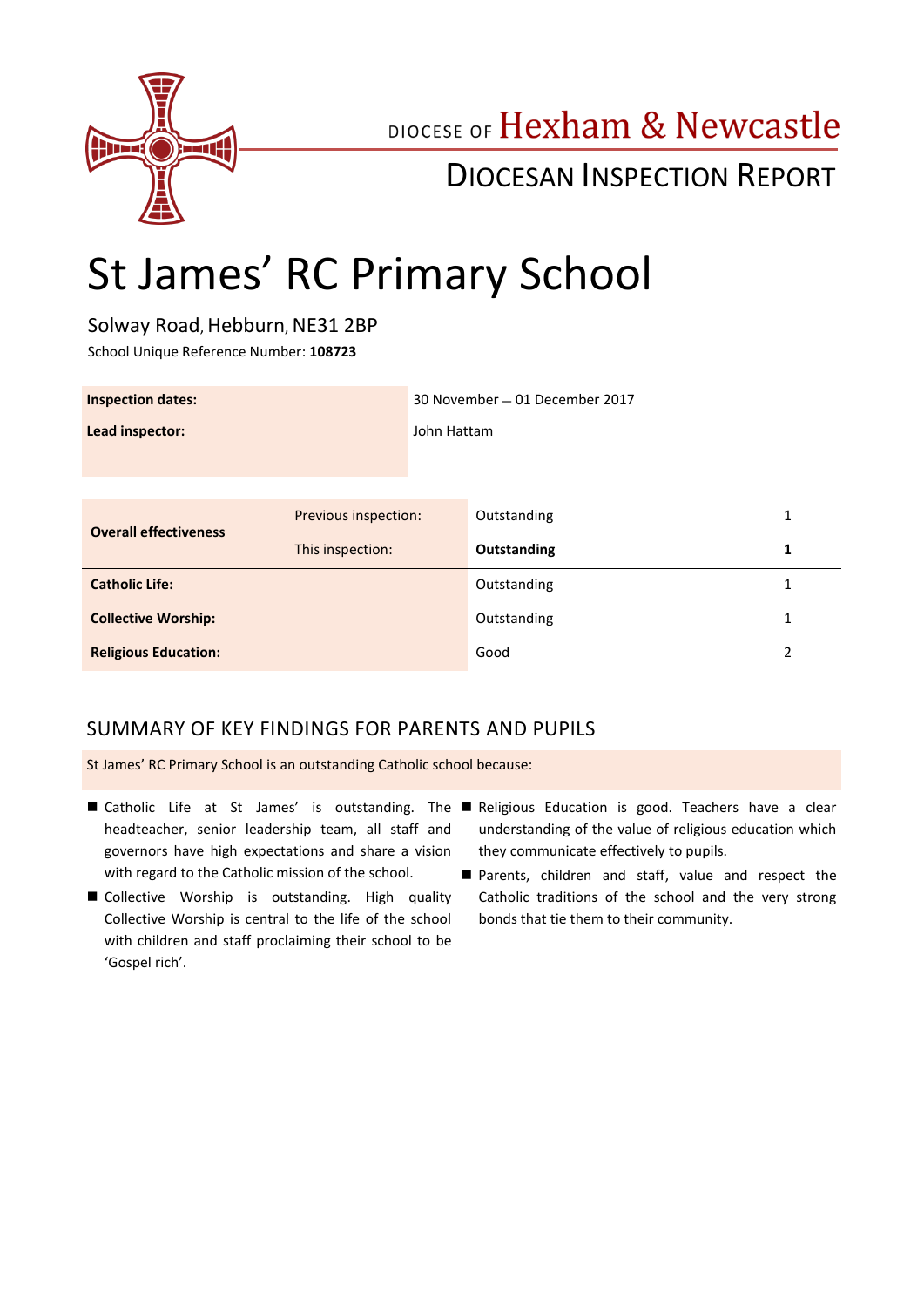DIOCESE OF Hexham & Newcastle

DIOCESAN INSPECTION REPORT

# St James' RC Primary School

Solway Road, Hebburn, NE31 2BP

School Unique Reference Number: **108723**

| | |
|---|---|
| **Inspection dates:** | 30 November – 01 December 2017 |
| **Lead inspector:** | John Hattam |

| | | | |
|---|---|---|---|
| **Overall effectiveness** | Previous inspection: | Outstanding | 1 |
| | This inspection: | **Outstanding** | **1** |
| **Catholic Life:** | | Outstanding | 1 |
| **Collective Worship:** | | Outstanding | 1 |
| **Religious Education:** | | Good | 2 |

## SUMMARY OF KEY FINDINGS FOR PARENTS AND PUPILS

St James' RC Primary School is an outstanding Catholic school because:

- Catholic Life at St James' is outstanding. The headteacher, senior leadership team, all staff and governors have high expectations and share a vision with regard to the Catholic mission of the school.
- Collective Worship is outstanding. High quality Collective Worship is central to the life of the school with children and staff proclaiming their school to be 'Gospel rich'.
- Religious Education is good. Teachers have a clear understanding of the value of religious education which they communicate effectively to pupils.
- Parents, children and staff, value and respect the Catholic traditions of the school and the very strong bonds that tie them to their community.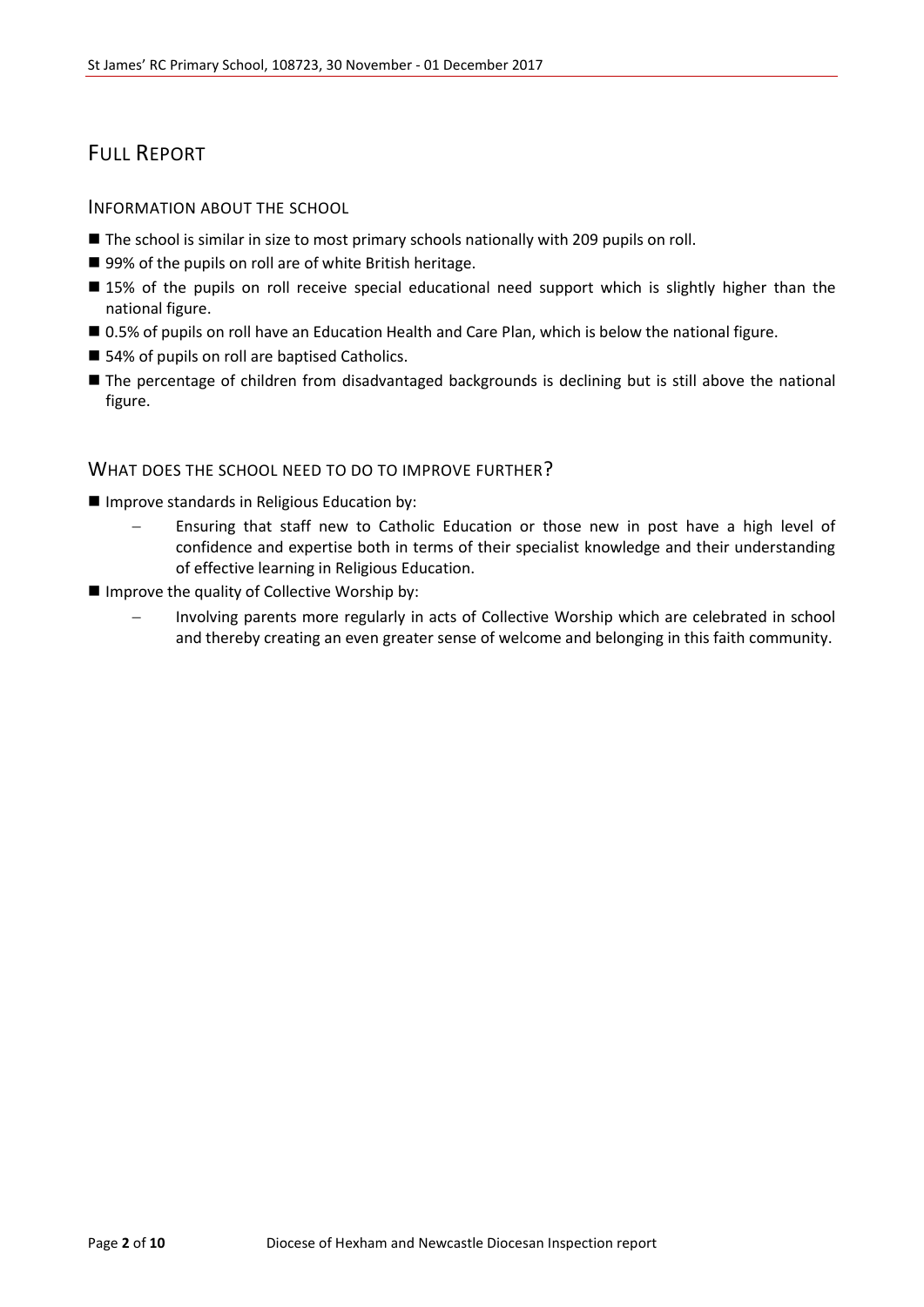# Full Report

## Information about the school

- The school is similar in size to most primary schools nationally with 209 pupils on roll.
- 99% of the pupils on roll are of white British heritage.
- 15% of the pupils on roll receive special educational need support which is slightly higher than the national figure.
- 0.5% of pupils on roll have an Education Health and Care Plan, which is below the national figure.
- 54% of pupils on roll are baptised Catholics.
- The percentage of children from disadvantaged backgrounds is declining but is still above the national figure.

## What does the school need to do to improve further?

- Improve standards in Religious Education by:
  - Ensuring that staff new to Catholic Education or those new in post have a high level of confidence and expertise both in terms of their specialist knowledge and their understanding of effective learning in Religious Education.
- Improve the quality of Collective Worship by:
  - Involving parents more regularly in acts of Collective Worship which are celebrated in school and thereby creating an even greater sense of welcome and belonging in this faith community.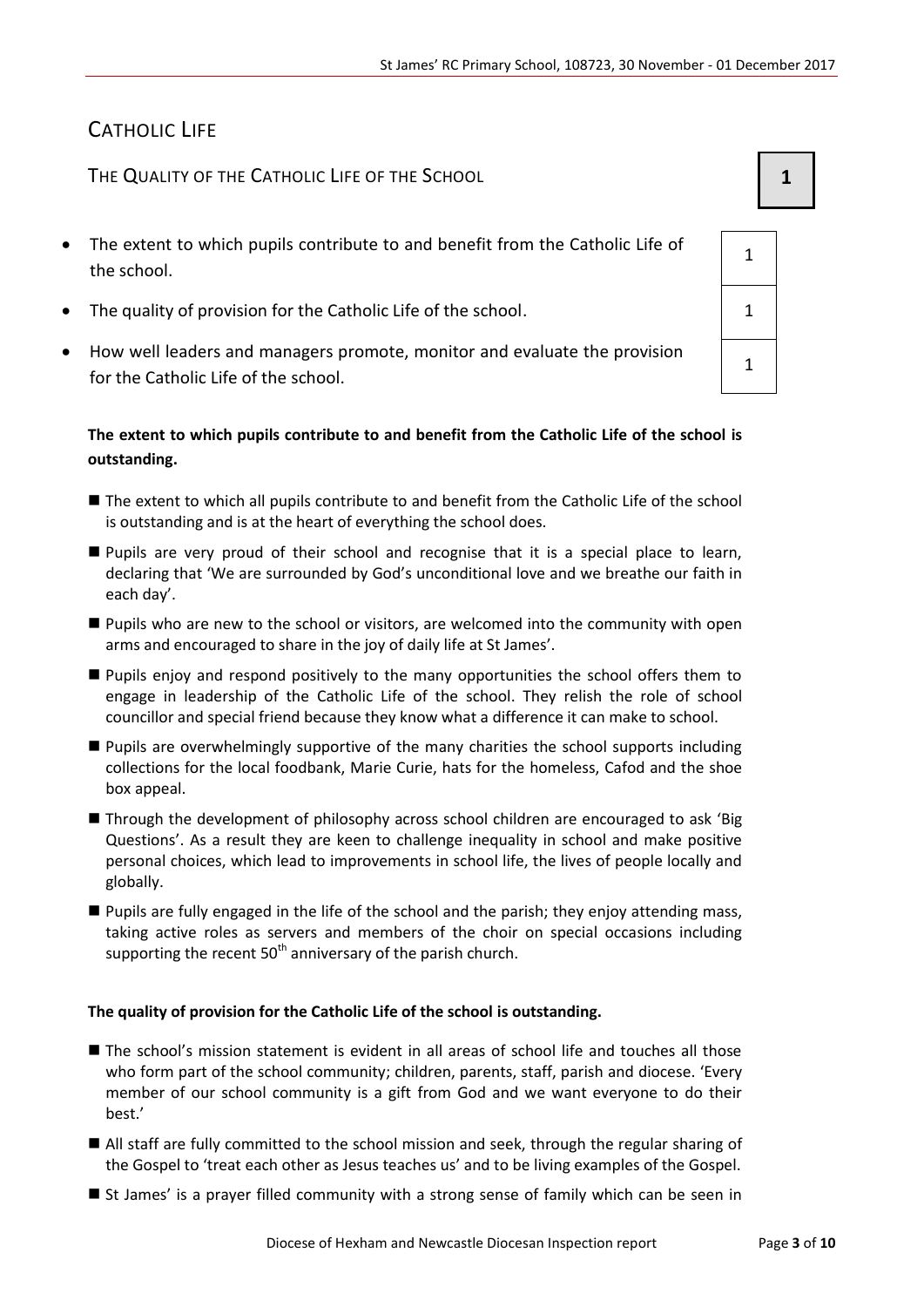# CATHOLIC LIFE

## THE QUALITY OF THE CATHOLIC LIFE OF THE SCHOOL **1**

| | |
|---|---|
| The extent to which pupils contribute to and benefit from the Catholic Life of the school. | 1 |
| The quality of provision for the Catholic Life of the school. | 1 |
| How well leaders and managers promote, monitor and evaluate the provision for the Catholic Life of the school. | 1 |

**The extent to which pupils contribute to and benefit from the Catholic Life of the school is outstanding.**

- The extent to which all pupils contribute to and benefit from the Catholic Life of the school is outstanding and is at the heart of everything the school does.
- Pupils are very proud of their school and recognise that it is a special place to learn, declaring that 'We are surrounded by God's unconditional love and we breathe our faith in each day'.
- Pupils who are new to the school or visitors, are welcomed into the community with open arms and encouraged to share in the joy of daily life at St James'.
- Pupils enjoy and respond positively to the many opportunities the school offers them to engage in leadership of the Catholic Life of the school. They relish the role of school councillor and special friend because they know what a difference it can make to school.
- Pupils are overwhelmingly supportive of the many charities the school supports including collections for the local foodbank, Marie Curie, hats for the homeless, Cafod and the shoe box appeal.
- Through the development of philosophy across school children are encouraged to ask 'Big Questions'. As a result they are keen to challenge inequality in school and make positive personal choices, which lead to improvements in school life, the lives of people locally and globally.
- Pupils are fully engaged in the life of the school and the parish; they enjoy attending mass, taking active roles as servers and members of the choir on special occasions including supporting the recent 50th anniversary of the parish church.

**The quality of provision for the Catholic Life of the school is outstanding.**

- The school's mission statement is evident in all areas of school life and touches all those who form part of the school community; children, parents, staff, parish and diocese. 'Every member of our school community is a gift from God and we want everyone to do their best.'
- All staff are fully committed to the school mission and seek, through the regular sharing of the Gospel to 'treat each other as Jesus teaches us' and to be living examples of the Gospel.
- St James' is a prayer filled community with a strong sense of family which can be seen in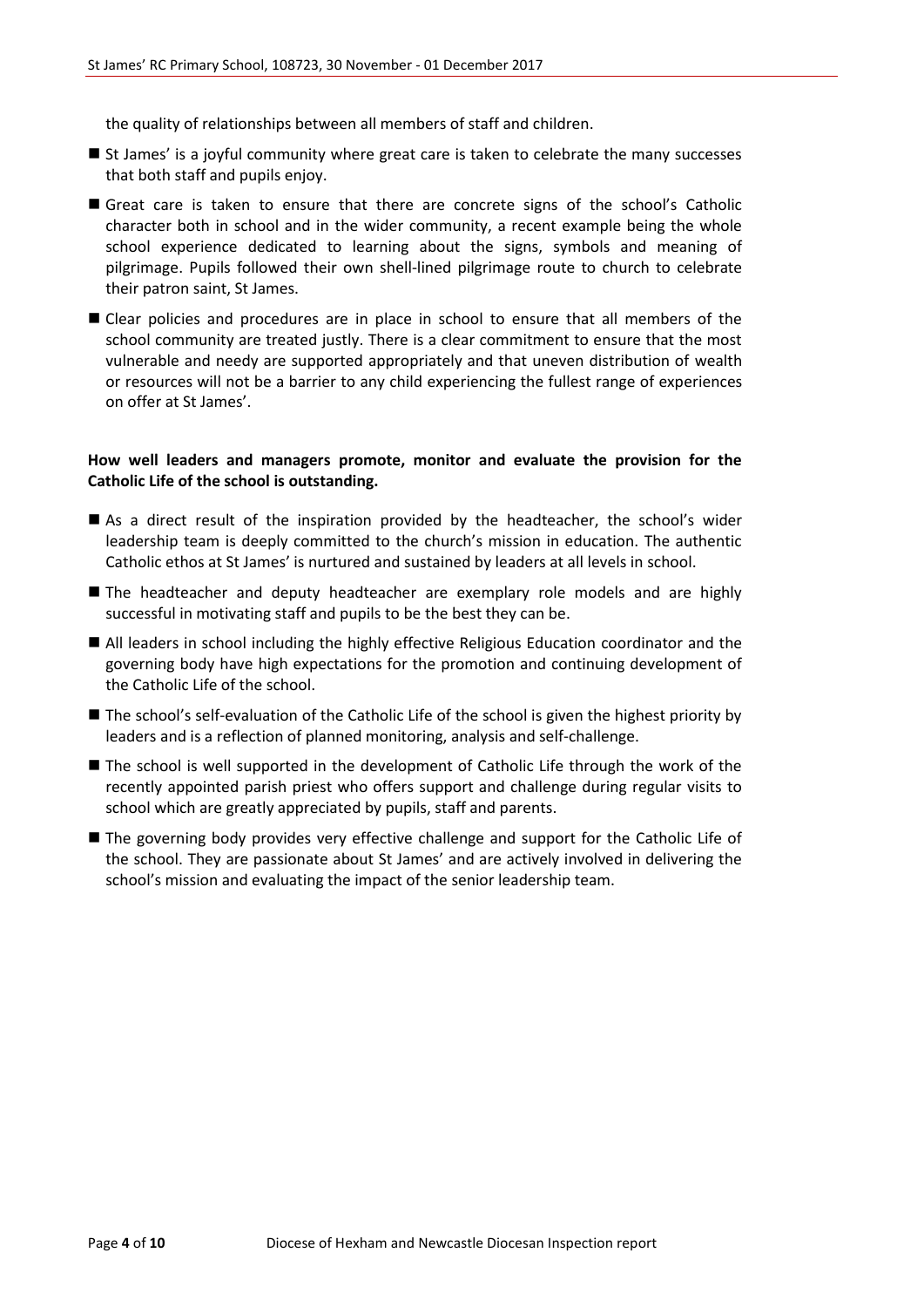the quality of relationships between all members of staff and children.

- St James' is a joyful community where great care is taken to celebrate the many successes that both staff and pupils enjoy.
- Great care is taken to ensure that there are concrete signs of the school's Catholic character both in school and in the wider community, a recent example being the whole school experience dedicated to learning about the signs, symbols and meaning of pilgrimage. Pupils followed their own shell-lined pilgrimage route to church to celebrate their patron saint, St James.
- Clear policies and procedures are in place in school to ensure that all members of the school community are treated justly. There is a clear commitment to ensure that the most vulnerable and needy are supported appropriately and that uneven distribution of wealth or resources will not be a barrier to any child experiencing the fullest range of experiences on offer at St James'.

**How well leaders and managers promote, monitor and evaluate the provision for the Catholic Life of the school is outstanding.**

- As a direct result of the inspiration provided by the headteacher, the school's wider leadership team is deeply committed to the church's mission in education. The authentic Catholic ethos at St James' is nurtured and sustained by leaders at all levels in school.
- The headteacher and deputy headteacher are exemplary role models and are highly successful in motivating staff and pupils to be the best they can be.
- All leaders in school including the highly effective Religious Education coordinator and the governing body have high expectations for the promotion and continuing development of the Catholic Life of the school.
- The school's self-evaluation of the Catholic Life of the school is given the highest priority by leaders and is a reflection of planned monitoring, analysis and self-challenge.
- The school is well supported in the development of Catholic Life through the work of the recently appointed parish priest who offers support and challenge during regular visits to school which are greatly appreciated by pupils, staff and parents.
- The governing body provides very effective challenge and support for the Catholic Life of the school. They are passionate about St James' and are actively involved in delivering the school's mission and evaluating the impact of the senior leadership team.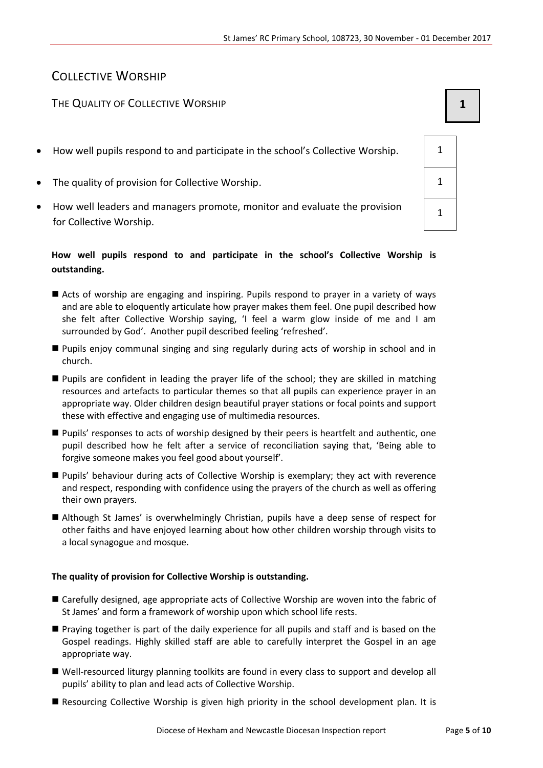## COLLECTIVE WORSHIP

### THE QUALITY OF COLLECTIVE WORSHIP **1**

| | |
|---|---|
| How well pupils respond to and participate in the school's Collective Worship. | 1 |
| The quality of provision for Collective Worship. | 1 |
| How well leaders and managers promote, monitor and evaluate the provision for Collective Worship. | 1 |

**How well pupils respond to and participate in the school's Collective Worship is outstanding.**

- Acts of worship are engaging and inspiring. Pupils respond to prayer in a variety of ways and are able to eloquently articulate how prayer makes them feel. One pupil described how she felt after Collective Worship saying, 'I feel a warm glow inside of me and I am surrounded by God'. Another pupil described feeling 'refreshed'.
- Pupils enjoy communal singing and sing regularly during acts of worship in school and in church.
- Pupils are confident in leading the prayer life of the school; they are skilled in matching resources and artefacts to particular themes so that all pupils can experience prayer in an appropriate way. Older children design beautiful prayer stations or focal points and support these with effective and engaging use of multimedia resources.
- Pupils' responses to acts of worship designed by their peers is heartfelt and authentic, one pupil described how he felt after a service of reconciliation saying that, 'Being able to forgive someone makes you feel good about yourself'.
- Pupils' behaviour during acts of Collective Worship is exemplary; they act with reverence and respect, responding with confidence using the prayers of the church as well as offering their own prayers.
- Although St James' is overwhelmingly Christian, pupils have a deep sense of respect for other faiths and have enjoyed learning about how other children worship through visits to a local synagogue and mosque.

**The quality of provision for Collective Worship is outstanding.**

- Carefully designed, age appropriate acts of Collective Worship are woven into the fabric of St James' and form a framework of worship upon which school life rests.
- Praying together is part of the daily experience for all pupils and staff and is based on the Gospel readings. Highly skilled staff are able to carefully interpret the Gospel in an age appropriate way.
- Well-resourced liturgy planning toolkits are found in every class to support and develop all pupils' ability to plan and lead acts of Collective Worship.
- Resourcing Collective Worship is given high priority in the school development plan. It is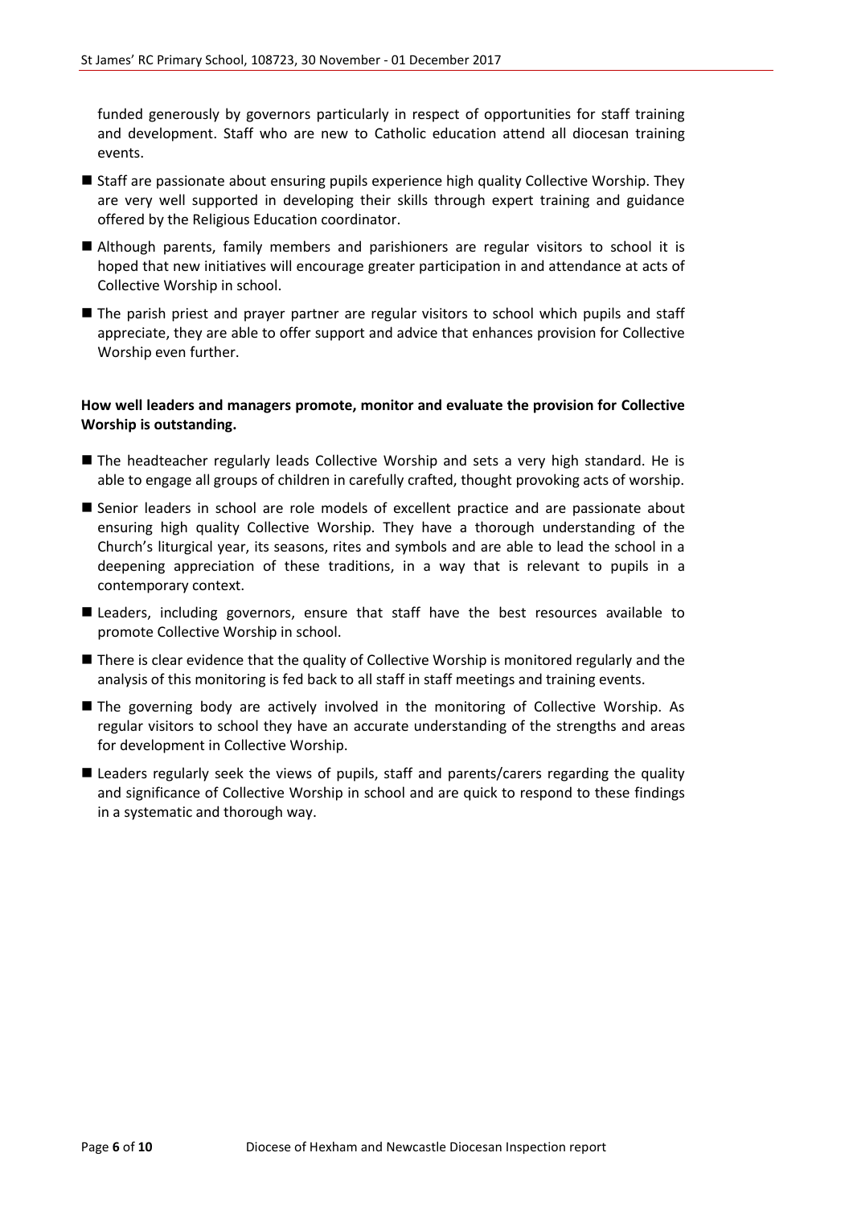funded generously by governors particularly in respect of opportunities for staff training and development. Staff who are new to Catholic education attend all diocesan training events.

- Staff are passionate about ensuring pupils experience high quality Collective Worship. They are very well supported in developing their skills through expert training and guidance offered by the Religious Education coordinator.
- Although parents, family members and parishioners are regular visitors to school it is hoped that new initiatives will encourage greater participation in and attendance at acts of Collective Worship in school.
- The parish priest and prayer partner are regular visitors to school which pupils and staff appreciate, they are able to offer support and advice that enhances provision for Collective Worship even further.

**How well leaders and managers promote, monitor and evaluate the provision for Collective Worship is outstanding.**

- The headteacher regularly leads Collective Worship and sets a very high standard. He is able to engage all groups of children in carefully crafted, thought provoking acts of worship.
- Senior leaders in school are role models of excellent practice and are passionate about ensuring high quality Collective Worship. They have a thorough understanding of the Church's liturgical year, its seasons, rites and symbols and are able to lead the school in a deepening appreciation of these traditions, in a way that is relevant to pupils in a contemporary context.
- Leaders, including governors, ensure that staff have the best resources available to promote Collective Worship in school.
- There is clear evidence that the quality of Collective Worship is monitored regularly and the analysis of this monitoring is fed back to all staff in staff meetings and training events.
- The governing body are actively involved in the monitoring of Collective Worship. As regular visitors to school they have an accurate understanding of the strengths and areas for development in Collective Worship.
- Leaders regularly seek the views of pupils, staff and parents/carers regarding the quality and significance of Collective Worship in school and are quick to respond to these findings in a systematic and thorough way.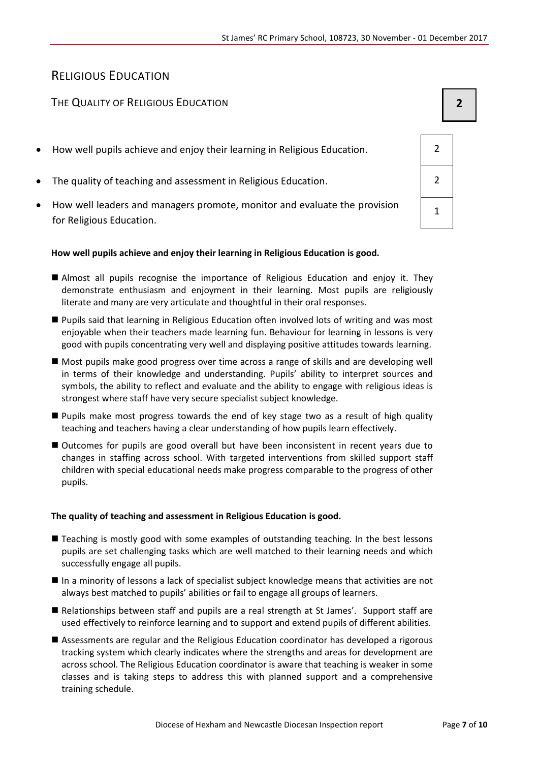## Religious Education

### The Quality of Religious Education

**2**

| | |
|---|---|
| How well pupils achieve and enjoy their learning in Religious Education. | 2 |
| The quality of teaching and assessment in Religious Education. | 2 |
| How well leaders and managers promote, monitor and evaluate the provision for Religious Education. | 1 |

**How well pupils achieve and enjoy their learning in Religious Education is good.**

- Almost all pupils recognise the importance of Religious Education and enjoy it. They demonstrate enthusiasm and enjoyment in their learning. Most pupils are religiously literate and many are very articulate and thoughtful in their oral responses.
- Pupils said that learning in Religious Education often involved lots of writing and was most enjoyable when their teachers made learning fun. Behaviour for learning in lessons is very good with pupils concentrating very well and displaying positive attitudes towards learning.
- Most pupils make good progress over time across a range of skills and are developing well in terms of their knowledge and understanding. Pupils' ability to interpret sources and symbols, the ability to reflect and evaluate and the ability to engage with religious ideas is strongest where staff have very secure specialist subject knowledge.
- Pupils make most progress towards the end of key stage two as a result of high quality teaching and teachers having a clear understanding of how pupils learn effectively.
- Outcomes for pupils are good overall but have been inconsistent in recent years due to changes in staffing across school. With targeted interventions from skilled support staff children with special educational needs make progress comparable to the progress of other pupils.

**The quality of teaching and assessment in Religious Education is good.**

- Teaching is mostly good with some examples of outstanding teaching. In the best lessons pupils are set challenging tasks which are well matched to their learning needs and which successfully engage all pupils.
- In a minority of lessons a lack of specialist subject knowledge means that activities are not always best matched to pupils' abilities or fail to engage all groups of learners.
- Relationships between staff and pupils are a real strength at St James'. Support staff are used effectively to reinforce learning and to support and extend pupils of different abilities.
- Assessments are regular and the Religious Education coordinator has developed a rigorous tracking system which clearly indicates where the strengths and areas for development are across school. The Religious Education coordinator is aware that teaching is weaker in some classes and is taking steps to address this with planned support and a comprehensive training schedule.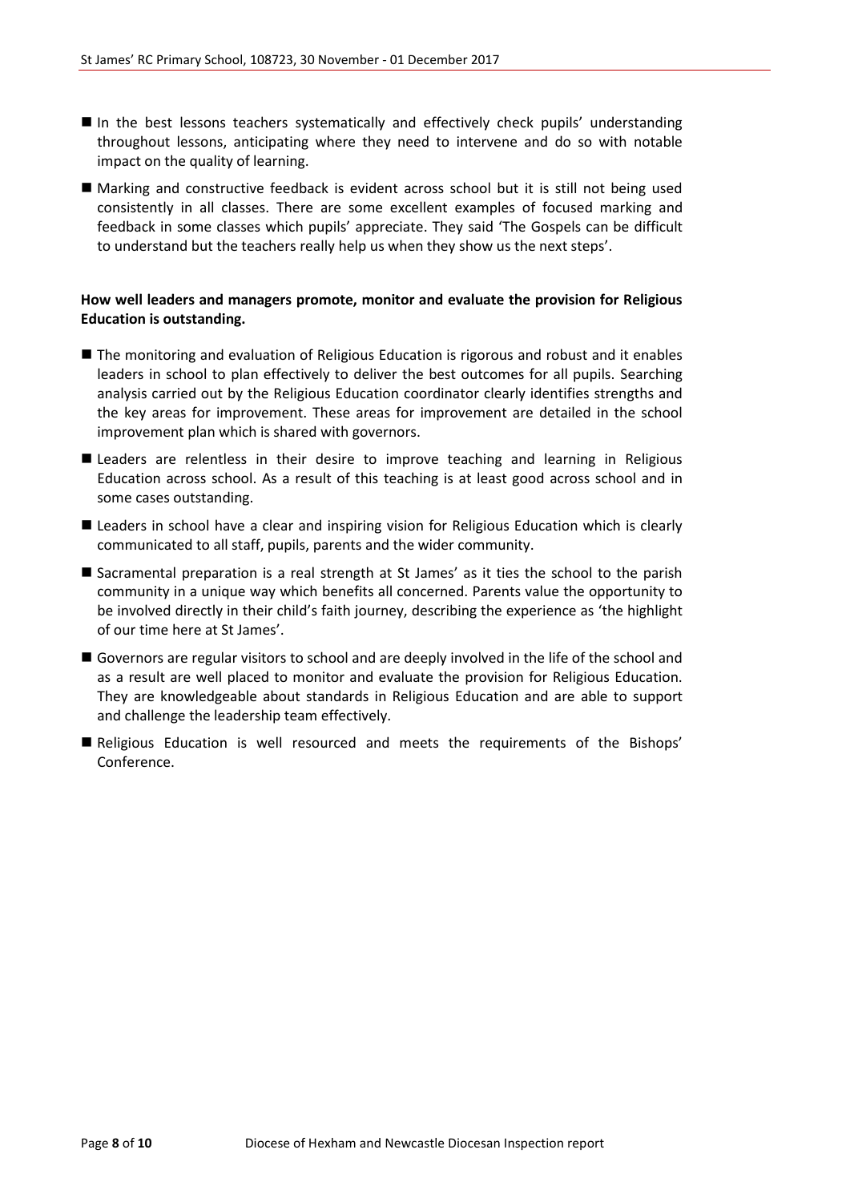- In the best lessons teachers systematically and effectively check pupils' understanding throughout lessons, anticipating where they need to intervene and do so with notable impact on the quality of learning.
- Marking and constructive feedback is evident across school but it is still not being used consistently in all classes. There are some excellent examples of focused marking and feedback in some classes which pupils' appreciate. They said 'The Gospels can be difficult to understand but the teachers really help us when they show us the next steps'.

**How well leaders and managers promote, monitor and evaluate the provision for Religious Education is outstanding.**

- The monitoring and evaluation of Religious Education is rigorous and robust and it enables leaders in school to plan effectively to deliver the best outcomes for all pupils. Searching analysis carried out by the Religious Education coordinator clearly identifies strengths and the key areas for improvement. These areas for improvement are detailed in the school improvement plan which is shared with governors.
- Leaders are relentless in their desire to improve teaching and learning in Religious Education across school. As a result of this teaching is at least good across school and in some cases outstanding.
- Leaders in school have a clear and inspiring vision for Religious Education which is clearly communicated to all staff, pupils, parents and the wider community.
- Sacramental preparation is a real strength at St James' as it ties the school to the parish community in a unique way which benefits all concerned. Parents value the opportunity to be involved directly in their child's faith journey, describing the experience as 'the highlight of our time here at St James'.
- Governors are regular visitors to school and are deeply involved in the life of the school and as a result are well placed to monitor and evaluate the provision for Religious Education. They are knowledgeable about standards in Religious Education and are able to support and challenge the leadership team effectively.
- Religious Education is well resourced and meets the requirements of the Bishops' Conference.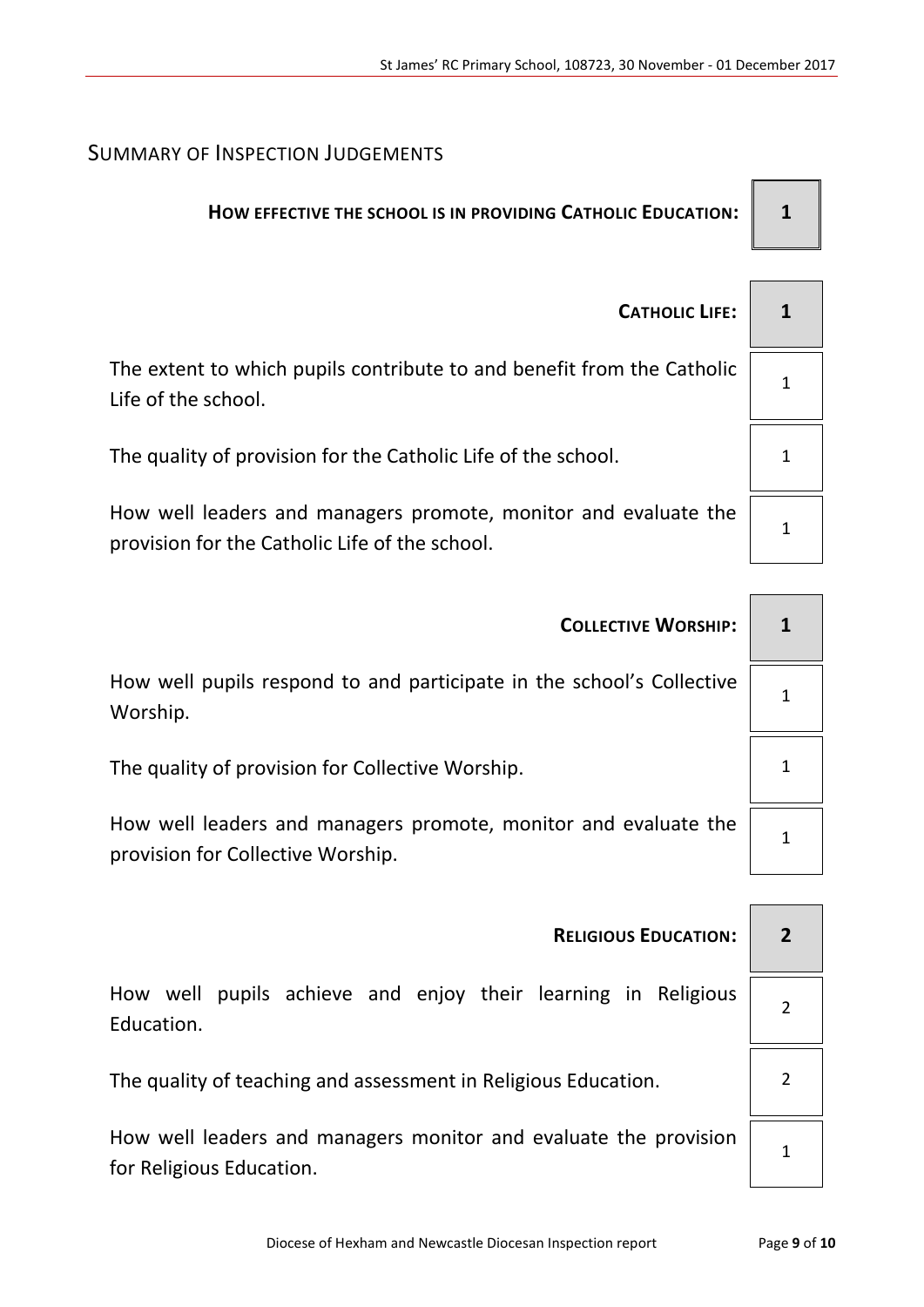## SUMMARY OF INSPECTION JUDGEMENTS

| | |
|---|---|
| **HOW EFFECTIVE THE SCHOOL IS IN PROVIDING CATHOLIC EDUCATION:** | **1** |
| **CATHOLIC LIFE:** | **1** |
| The extent to which pupils contribute to and benefit from the Catholic Life of the school. | 1 |
| The quality of provision for the Catholic Life of the school. | 1 |
| How well leaders and managers promote, monitor and evaluate the provision for the Catholic Life of the school. | 1 |
| **COLLECTIVE WORSHIP:** | **1** |
| How well pupils respond to and participate in the school's Collective Worship. | 1 |
| The quality of provision for Collective Worship. | 1 |
| How well leaders and managers promote, monitor and evaluate the provision for Collective Worship. | 1 |
| **RELIGIOUS EDUCATION:** | **2** |
| How well pupils achieve and enjoy their learning in Religious Education. | 2 |
| The quality of teaching and assessment in Religious Education. | 2 |
| How well leaders and managers monitor and evaluate the provision for Religious Education. | 1 |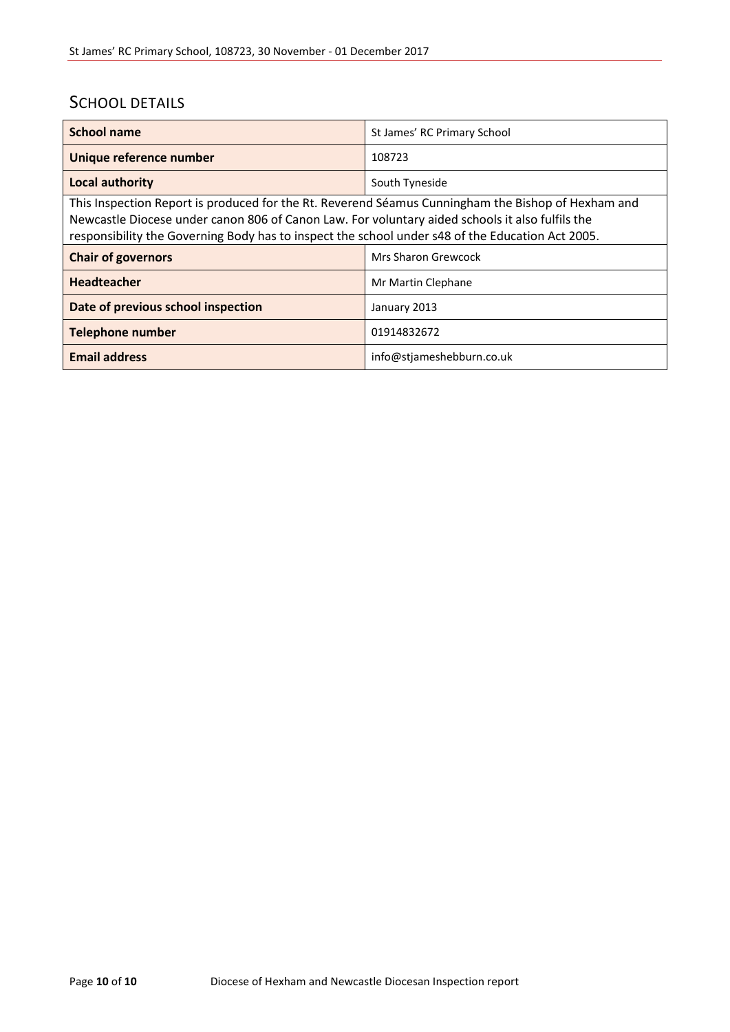## SCHOOL DETAILS

| | |
|---|---|
| **School name** | St James' RC Primary School |
| **Unique reference number** | 108723 |
| **Local authority** | South Tyneside |
| This Inspection Report is produced for the Rt. Reverend Séamus Cunningham the Bishop of Hexham and Newcastle Diocese under canon 806 of Canon Law. For voluntary aided schools it also fulfils the responsibility the Governing Body has to inspect the school under s48 of the Education Act 2005. | |
| **Chair of governors** | Mrs Sharon Grewcock |
| **Headteacher** | Mr Martin Clephane |
| **Date of previous school inspection** | January 2013 |
| **Telephone number** | 01914832672 |
| **Email address** | info@stjameshebburn.co.uk |